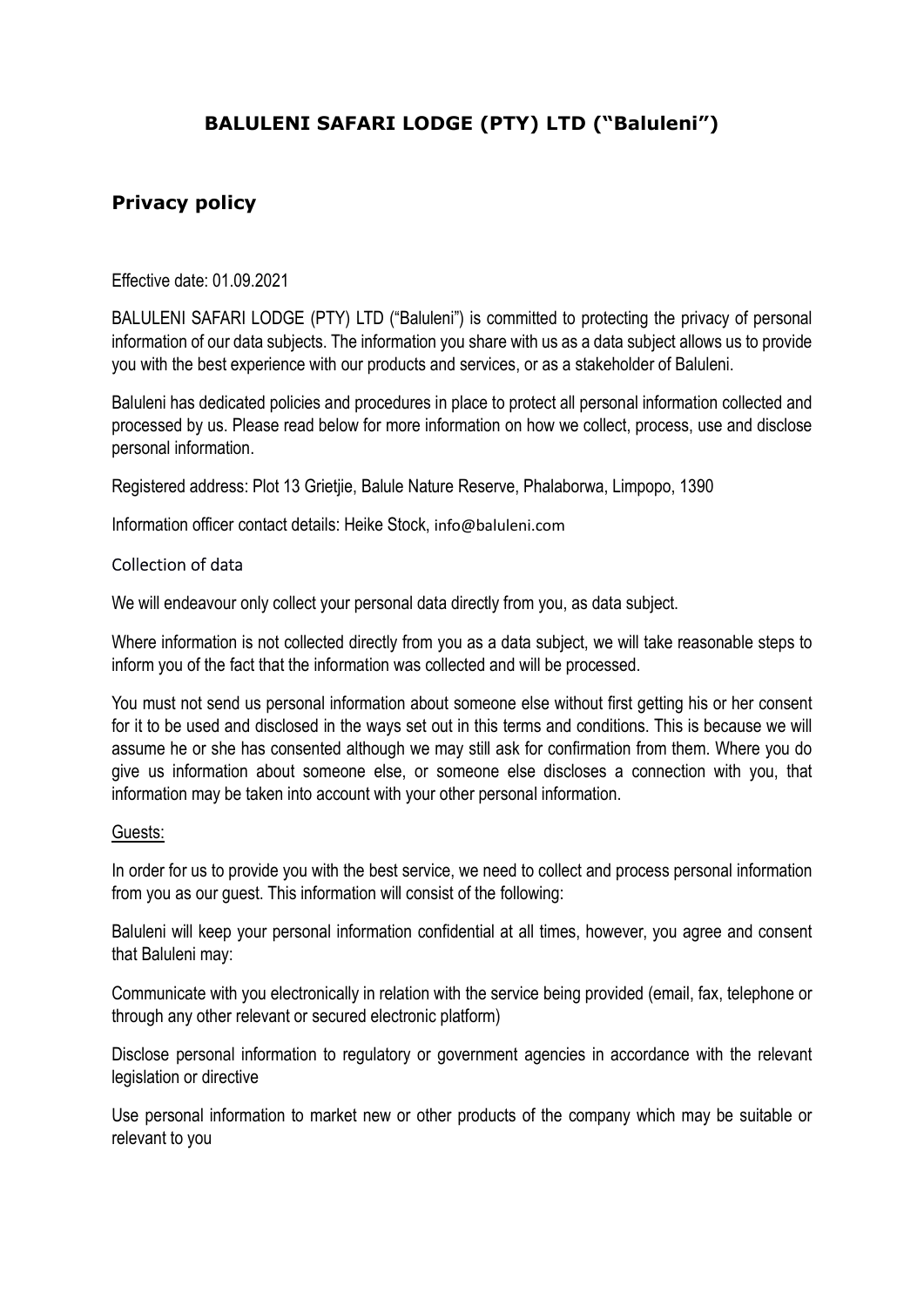# BALULENI SAFARI LODGE (PTY) LTD ("Baluleni")

## Privacy policy

Effective date: 01.09.2021

BALULENI SAFARI LODGE (PTY) LTD ("Baluleni") is committed to protecting the privacy of personal information of our data subjects. The information you share with us as a data subject allows us to provide you with the best experience with our products and services, or as a stakeholder of Baluleni.

Baluleni has dedicated policies and procedures in place to protect all personal information collected and processed by us. Please read below for more information on how we collect, process, use and disclose personal information.

Registered address: Plot 13 Grietjie, Balule Nature Reserve, Phalaborwa, Limpopo, 1390

Information officer contact details: Heike Stock, info@baluleni.com

### Collection of data

We will endeavour only collect your personal data directly from you, as data subject.

Where information is not collected directly from you as a data subject, we will take reasonable steps to inform you of the fact that the information was collected and will be processed.

You must not send us personal information about someone else without first getting his or her consent for it to be used and disclosed in the ways set out in this terms and conditions. This is because we will assume he or she has consented although we may still ask for confirmation from them. Where you do give us information about someone else, or someone else discloses a connection with you, that information may be taken into account with your other personal information.

<u>Guests:</u>

In order for us to provide you with the best service, we need to collect and process personal information from you as our guest. This information will consist of the following:

Baluleni will keep your personal information confidential at all times, however, you agree and consent that Baluleni may:

Communicate with you electronically in relation with the service being provided (email, fax, telephone or through any other relevant or secured electronic platform)

Disclose personal information to regulatory or government agencies in accordance with the relevant legislation or directive

Use personal information to market new or other products of the company which may be suitable or relevant to you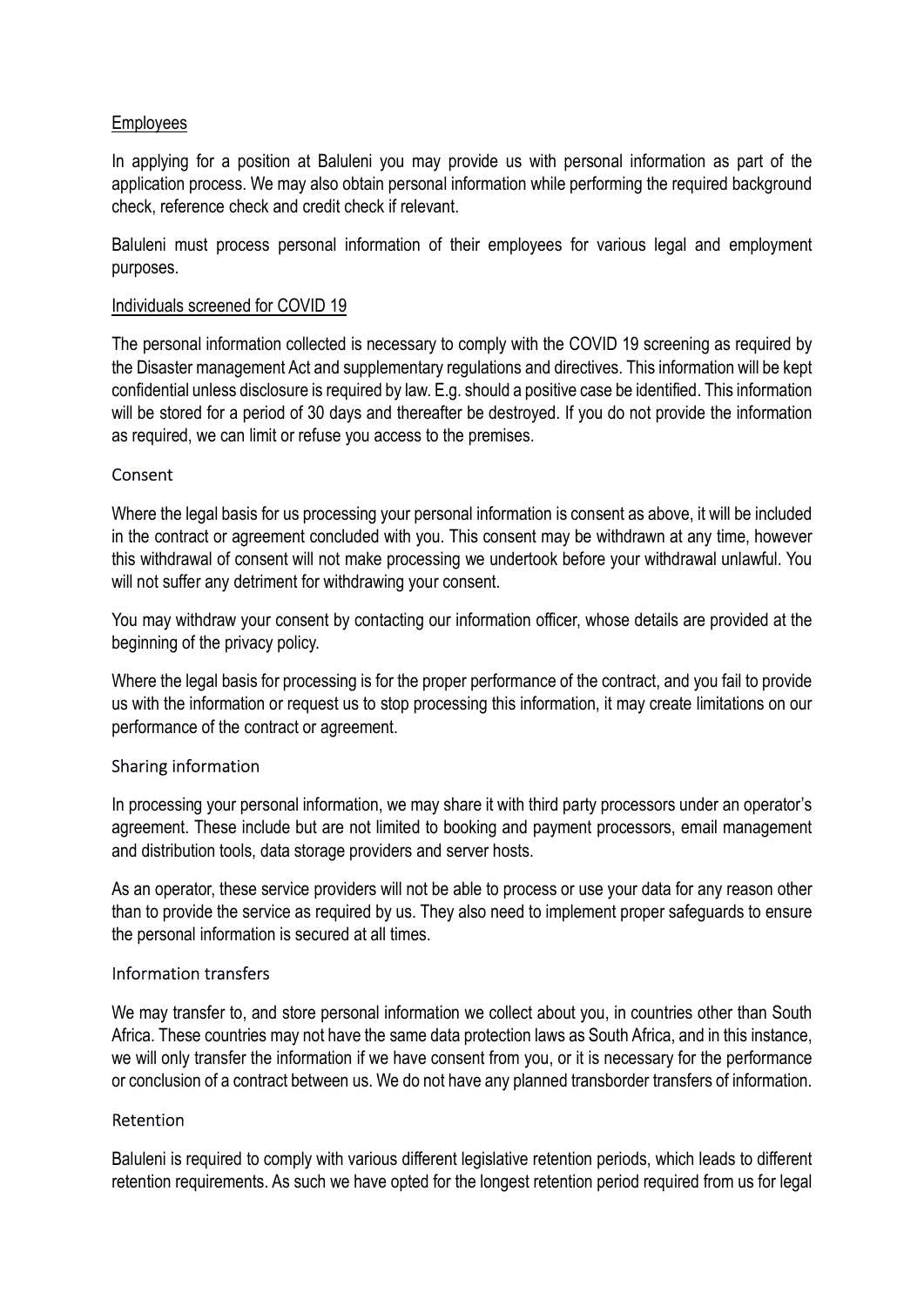## Employees

In applying for a position at Baluleni you may provide us with personal information as part of the application process. We may also obtain personal information while performing the required background check, reference check and credit check if relevant.

Baluleni must process personal information of their employees for various legal and employment purposes.

## Individuals screened for COVID 19

The personal information collected is necessary to comply with the COVID 19 screening as required by the Disaster management Act and supplementary regulations and directives. This information will be kept confidential unless disclosure is required by law. E.g. should a positive case be identified. This information will be stored for a period of 30 days and thereafter be destroyed. If you do not provide the information as required, we can limit or refuse you access to the premises.

## Consent

Where the legal basis for us processing your personal information is consent as above, it will be included in the contract or agreement concluded with you. This consent may be withdrawn at any time, however this withdrawal of consent will not make processing we undertook before your withdrawal unlawful. You will not suffer any detriment for withdrawing your consent.

You may withdraw your consent by contacting our information officer, whose details are provided at the beginning of the privacy policy.

Where the legal basis for processing is for the proper performance of the contract, and you fail to provide us with the information or request us to stop processing this information, it may create limitations on our performance of the contract or agreement.

## Sharing information

In processing your personal information, we may share it with third party processors under an operator's agreement. These include but are not limited to booking and payment processors, email management and distribution tools, data storage providers and server hosts.

As an operator, these service providers will not be able to process or use your data for any reason other than to provide the service as required by us. They also need to implement proper safeguards to ensure the personal information is secured at all times.

## Information transfers

We may transfer to, and store personal information we collect about you, in countries other than South Africa. These countries may not have the same data protection laws as South Africa, and in this instance, we will only transfer the information if we have consent from you, or it is necessary for the performance or conclusion of a contract between us. We do not have any planned transborder transfers of information.

## Retention

Baluleni is required to comply with various different legislative retention periods, which leads to different retention requirements. As such we have opted for the longest retention period required from us for legal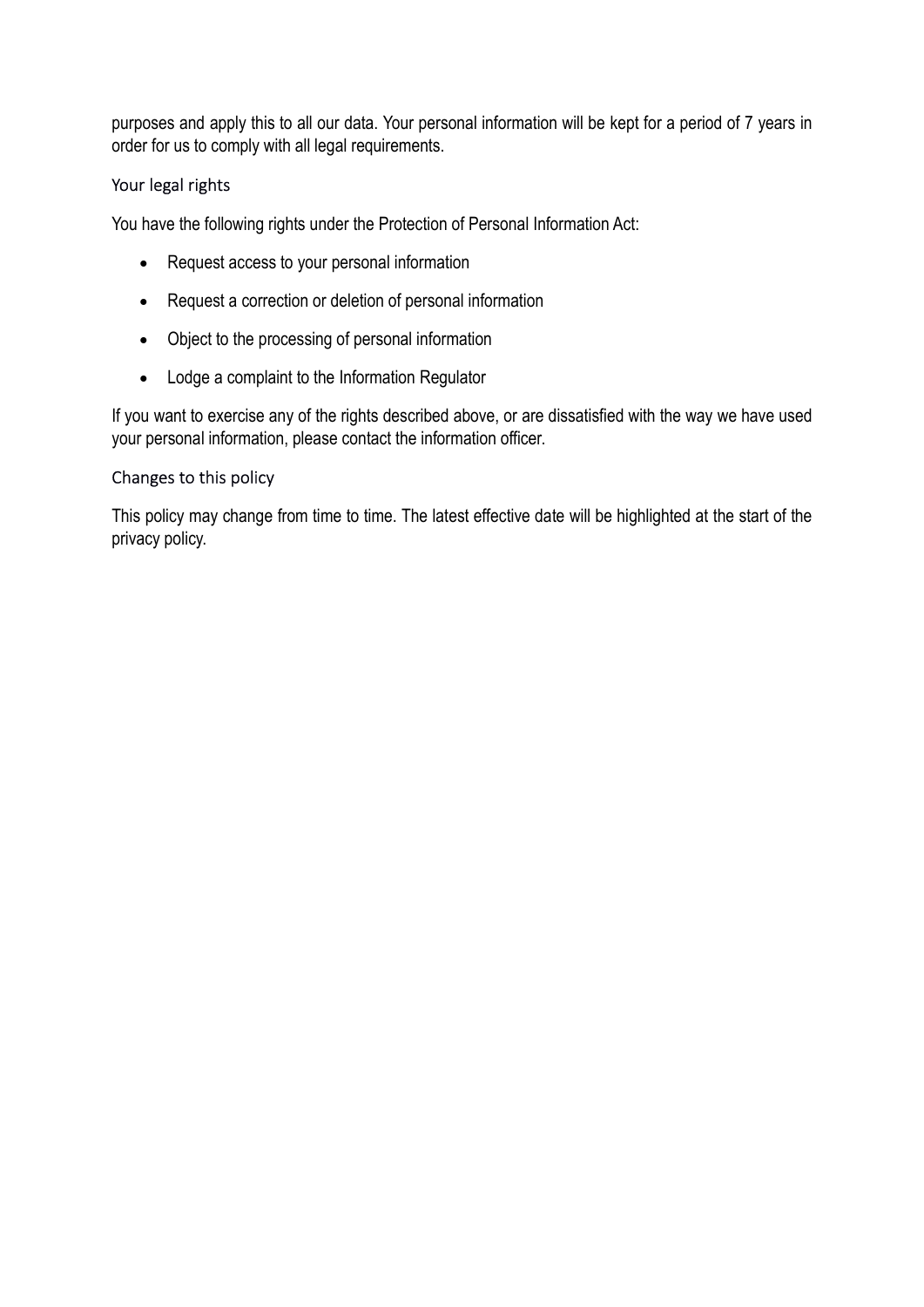purposes and apply this to all our data. Your personal information will be kept for a period of 7 years in order for us to comply with all legal requirements.

## Your legal rights

You have the following rights under the Protection of Personal Information Act:

- Request access to your personal information
- Request a correction or deletion of personal information
- Object to the processing of personal information
- Lodge a complaint to the Information Regulator

If you want to exercise any of the rights described above, or are dissatisfied with the way we have used your personal information, please contact the information officer.

## Changes to this policy

This policy may change from time to time. The latest effective date will be highlighted at the start of the privacy policy.